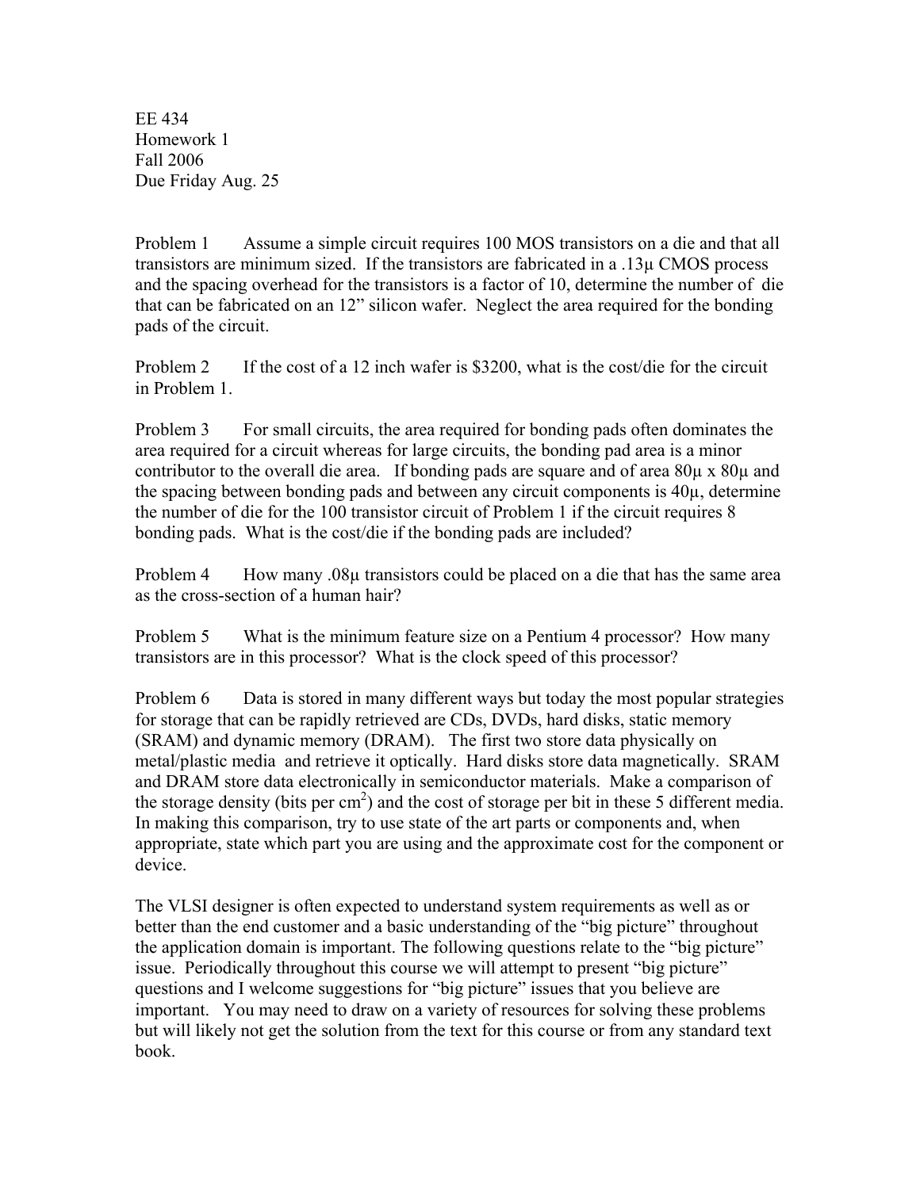EE 434
Homework 1
Fall 2006
Due Friday Aug. 25

Problem 1 Assume a simple circuit requires 100 MOS transistors on a die and that all transistors are minimum sized. If the transistors are fabricated in a .13μ CMOS process and the spacing overhead for the transistors is a factor of 10, determine the number of die that can be fabricated on an 12" silicon wafer. Neglect the area required for the bonding pads of the circuit.

Problem 2 If the cost of a 12 inch wafer is $3200, what is the cost/die for the circuit in Problem 1.

Problem 3 For small circuits, the area required for bonding pads often dominates the area required for a circuit whereas for large circuits, the bonding pad area is a minor contributor to the overall die area. If bonding pads are square and of area 80μ x 80μ and the spacing between bonding pads and between any circuit components is 40μ, determine the number of die for the 100 transistor circuit of Problem 1 if the circuit requires 8 bonding pads. What is the cost/die if the bonding pads are included?

Problem 4 How many .08μ transistors could be placed on a die that has the same area as the cross-section of a human hair?

Problem 5 What is the minimum feature size on a Pentium 4 processor? How many transistors are in this processor? What is the clock speed of this processor?

Problem 6 Data is stored in many different ways but today the most popular strategies for storage that can be rapidly retrieved are CDs, DVDs, hard disks, static memory (SRAM) and dynamic memory (DRAM). The first two store data physically on metal/plastic media and retrieve it optically. Hard disks store data magnetically. SRAM and DRAM store data electronically in semiconductor materials. Make a comparison of the storage density (bits per $cm^2$) and the cost of storage per bit in these 5 different media. In making this comparison, try to use state of the art parts or components and, when appropriate, state which part you are using and the approximate cost for the component or device.

The VLSI designer is often expected to understand system requirements as well as or better than the end customer and a basic understanding of the "big picture" throughout the application domain is important. The following questions relate to the "big picture" issue. Periodically throughout this course we will attempt to present "big picture" questions and I welcome suggestions for "big picture" issues that you believe are important. You may need to draw on a variety of resources for solving these problems but will likely not get the solution from the text for this course or from any standard text book.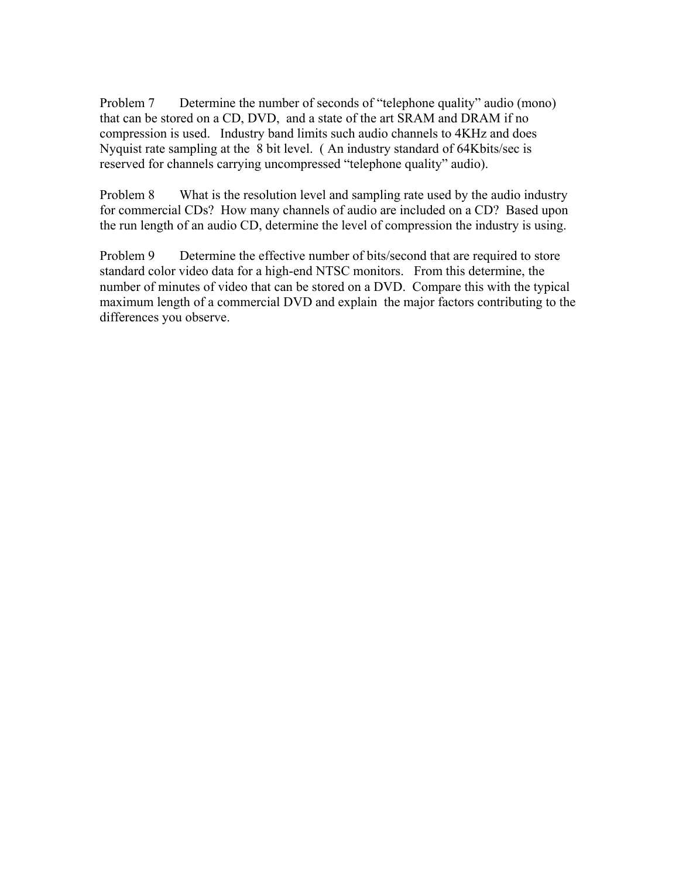Problem 7 Determine the number of seconds of "telephone quality" audio (mono) that can be stored on a CD, DVD, and a state of the art SRAM and DRAM if no compression is used. Industry band limits such audio channels to 4KHz and does Nyquist rate sampling at the 8 bit level. ( An industry standard of 64Kbits/sec is reserved for channels carrying uncompressed "telephone quality" audio).

Problem 8 What is the resolution level and sampling rate used by the audio industry for commercial CDs? How many channels of audio are included on a CD? Based upon the run length of an audio CD, determine the level of compression the industry is using.

Problem 9 Determine the effective number of bits/second that are required to store standard color video data for a high-end NTSC monitors. From this determine, the number of minutes of video that can be stored on a DVD. Compare this with the typical maximum length of a commercial DVD and explain the major factors contributing to the differences you observe.